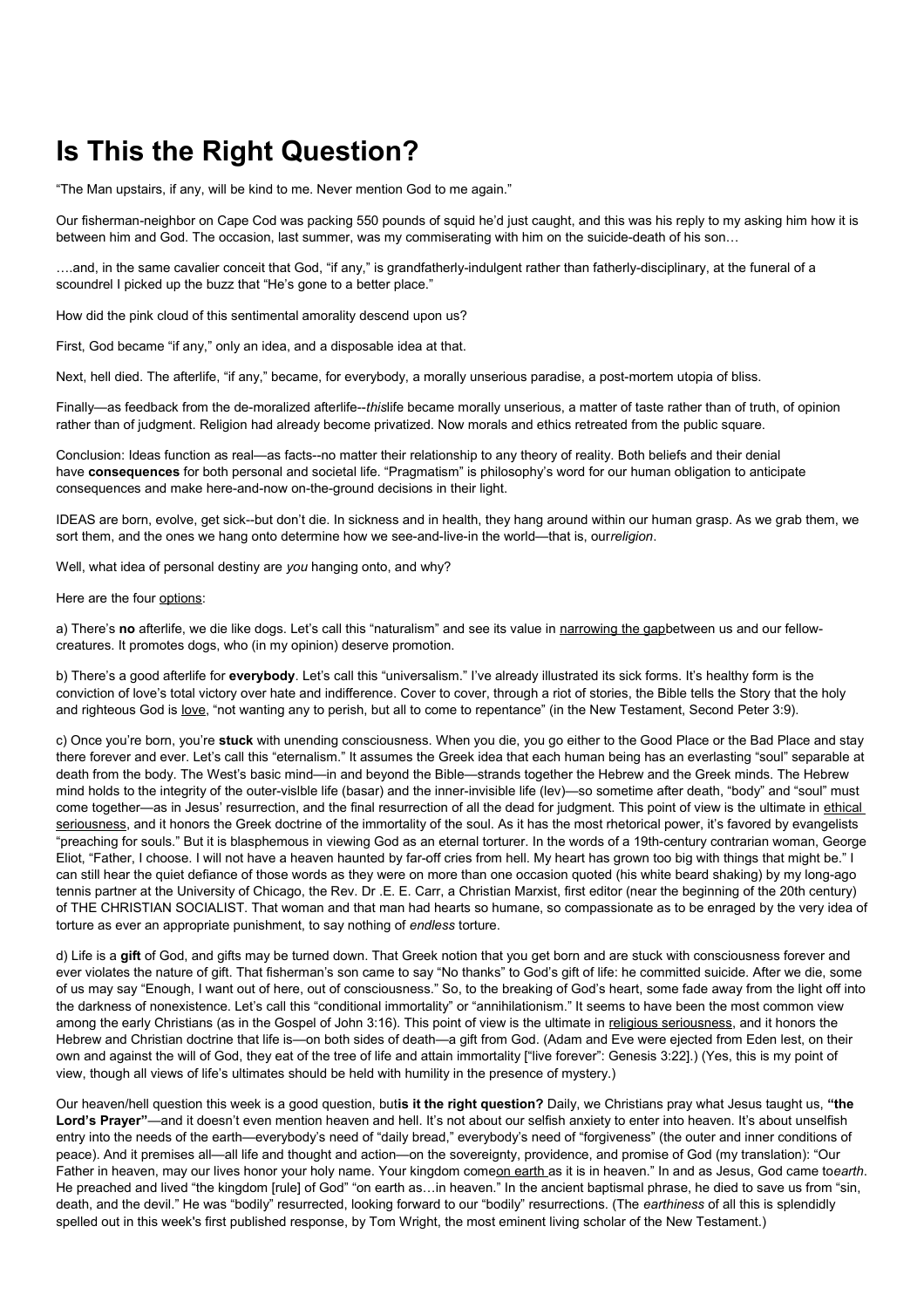# Is This the Right Question?

"The Man upstairs, if any, will be kind to me. Never mention God to me again."

Our fisherman-neighbor on Cape Cod was packing 550 pounds of squid he'd just caught, and this was his reply to my asking him how it is between him and God. The occasion, last summer, was my commiserating with him on the suicide-death of his son…

….and, in the same cavalier conceit that God, "if any," is grandfatherly-indulgent rather than fatherly-disciplinary, at the funeral of a scoundrel I picked up the buzz that "He's gone to a better place."

How did the pink cloud of this sentimental amorality descend upon us?

First, God became "if any," only an idea, and a disposable idea at that.

Next, hell died. The afterlife, "if any," became, for everybody, a morally unserious paradise, a post-mortem utopia of bliss.

Finally—as feedback from the de-moralized afterlife--*this*life became morally unserious, a matter of taste rather than of truth, of opinion rather than of judgment. Religion had already become privatized. Now morals and ethics retreated from the public square.

Conclusion: Ideas function as real—as facts--no matter their relationship to any theory of reality. Both beliefs and their denial have **consequences** for both personal and societal life. "Pragmatism" is philosophy's word for our human obligation to anticipate consequences and make here-and-now on-the-ground decisions in their light.

IDEAS are born, evolve, get sick--but don't die. In sickness and in health, they hang around within our human grasp. As we grab them, we sort them, and the ones we hang onto determine how we see-and-live-in the world—that is, our*religion*.

Well, what idea of personal destiny are *you* hanging onto, and why?

Here are the four options:

a) There's **no** afterlife, we die like dogs. Let's call this "naturalism" and see its value in narrowing the gapbetween us and our fellow-creatures. It promotes dogs, who (in my opinion) deserve promotion.

b) There's a good afterlife for **everybody**. Let's call this "universalism." I've already illustrated its sick forms. It's healthy form is the conviction of love's total victory over hate and indifference. Cover to cover, through a riot of stories, the Bible tells the Story that the holy and righteous God is love, "not wanting any to perish, but all to come to repentance" (in the New Testament, Second Peter 3:9).

c) Once you're born, you're **stuck** with unending consciousness. When you die, you go either to the Good Place or the Bad Place and stay there forever and ever. Let's call this "eternalism." It assumes the Greek idea that each human being has an everlasting "soul" separable at death from the body. The West's basic mind—in and beyond the Bible—strands together the Hebrew and the Greek minds. The Hebrew mind holds to the integrity of the outer-visible life (basar) and the inner-invisible life (lev)—so sometime after death, "body" and "soul" must come together—as in Jesus' resurrection, and the final resurrection of all the dead for judgment. This point of view is the ultimate in ethical seriousness, and it honors the Greek doctrine of the immortality of the soul. As it has the most rhetorical power, it's favored by evangelists "preaching for souls." But it is blasphemous in viewing God as an eternal torturer. In the words of a 19th-century contrarian woman, George Eliot, "Father, I choose. I will not have a heaven haunted by far-off cries from hell. My heart has grown too big with things that might be." I can still hear the quiet defiance of those words as they were on more than one occasion quoted (his white beard shaking) by my long-ago tennis partner at the University of Chicago, the Rev. Dr .E. E. Carr, a Christian Marxist, first editor (near the beginning of the 20th century) of THE CHRISTIAN SOCIALIST. That woman and that man had hearts so humane, so compassionate as to be enraged by the very idea of torture as ever an appropriate punishment, to say nothing of *endless* torture.

d) Life is a **gift** of God, and gifts may be turned down. That Greek notion that you get born and are stuck with consciousness forever and ever violates the nature of gift. That fisherman's son came to say "No thanks" to God's gift of life: he committed suicide. After we die, some of us may say "Enough, I want out of here, out of consciousness." So, to the breaking of God's heart, some fade away from the light off into the darkness of nonexistence. Let's call this "conditional immortality" or "annihilationism." It seems to have been the most common view among the early Christians (as in the Gospel of John 3:16). This point of view is the ultimate in religious seriousness, and it honors the Hebrew and Christian doctrine that life is—on both sides of death—a gift from God. (Adam and Eve were ejected from Eden lest, on their own and against the will of God, they eat of the tree of life and attain immortality ["live forever": Genesis 3:22].) (Yes, this is my point of view, though all views of life's ultimates should be held with humility in the presence of mystery.)

Our heaven/hell question this week is a good question, but**is it the right question?** Daily, we Christians pray what Jesus taught us, **"the Lord's Prayer"**—and it doesn't even mention heaven and hell. It's not about our selfish anxiety to enter into heaven. It's about unselfish entry into the needs of the earth—everybody's need of "daily bread," everybody's need of "forgiveness" (the outer and inner conditions of peace). And it premises all—all life and thought and action—on the sovereignty, providence, and promise of God (my translation): "Our Father in heaven, may our lives honor your holy name. Your kingdom comeon earth as it is in heaven." In and as Jesus, God came to*earth*. He preached and lived "the kingdom [rule] of God" "on earth as…in heaven." In the ancient baptismal phrase, he died to save us from "sin, death, and the devil." He was "bodily" resurrected, looking forward to our "bodily" resurrections. (The *earthiness* of all this is splendidly spelled out in this week's first published response, by Tom Wright, the most eminent living scholar of the New Testament.)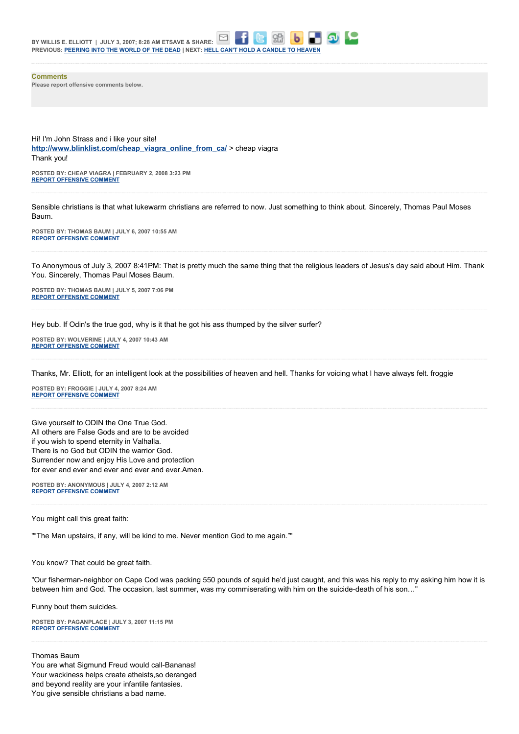BY WILLIS E. ELLIOTT | JULY 3, 2007; 8:28 AM ETSAVE & SHARE:
PREVIOUS: [PEERING INTO THE WORLD OF THE DEAD](#) | NEXT: [HELL CAN'T HOLD A CANDLE TO HEAVEN](#)

---

**Comments**

Please report offensive comments below.

Hi! I'm John Strass and i like your site!
[http://www.blinklist.com/cheap_viagra_online_from_ca/](http://www.blinklist.com/cheap_viagra_online_from_ca/) > cheap viagra
Thank you!

POSTED BY: CHEAP VIAGRA | FEBRUARY 2, 2008 3:23 PM
[REPORT OFFENSIVE COMMENT](#)

---

Sensible christians is that what lukewarm christians are referred to now. Just something to think about. Sincerely, Thomas Paul Moses Baum.

POSTED BY: THOMAS BAUM | JULY 6, 2007 10:55 AM
[REPORT OFFENSIVE COMMENT](#)

---

To Anonymous of July 3, 2007 8:41PM: That is pretty much the same thing that the religious leaders of Jesus's day said about Him. Thank You. Sincerely, Thomas Paul Moses Baum.

POSTED BY: THOMAS BAUM | JULY 5, 2007 7:06 PM
[REPORT OFFENSIVE COMMENT](#)

---

Hey bub. If Odin's the true god, why is it that he got his ass thumped by the silver surfer?

POSTED BY: WOLVERINE | JULY 4, 2007 10:43 AM
[REPORT OFFENSIVE COMMENT](#)

---

Thanks, Mr. Elliott, for an intelligent look at the possibilities of heaven and hell. Thanks for voicing what I have always felt. froggie

POSTED BY: FROGGIE | JULY 4, 2007 8:24 AM
[REPORT OFFENSIVE COMMENT](#)

---

Give yourself to ODIN the One True God.
All others are False Gods and are to be avoided
if you wish to spend eternity in Valhalla.
There is no God but ODIN the warrior God.
Surrender now and enjoy His Love and protection
for ever and ever and ever and ever and ever.Amen.

POSTED BY: ANONYMOUS | JULY 4, 2007 2:12 AM
[REPORT OFFENSIVE COMMENT](#)

---

You might call this great faith:

""The Man upstairs, if any, will be kind to me. Never mention God to me again.""

You know? That could be great faith.

"Our fisherman-neighbor on Cape Cod was packing 550 pounds of squid he'd just caught, and this was his reply to my asking him how it is between him and God. The occasion, last summer, was my commiserating with him on the suicide-death of his son…"

Funny bout them suicides.

POSTED BY: PAGANPLACE | JULY 3, 2007 11:15 PM
[REPORT OFFENSIVE COMMENT](#)

---

Thomas Baum
You are what Sigmund Freud would call-Bananas!
Your wackiness helps create atheists,so deranged
and beyond reality are your infantile fantasies.
You give sensible christians a bad name.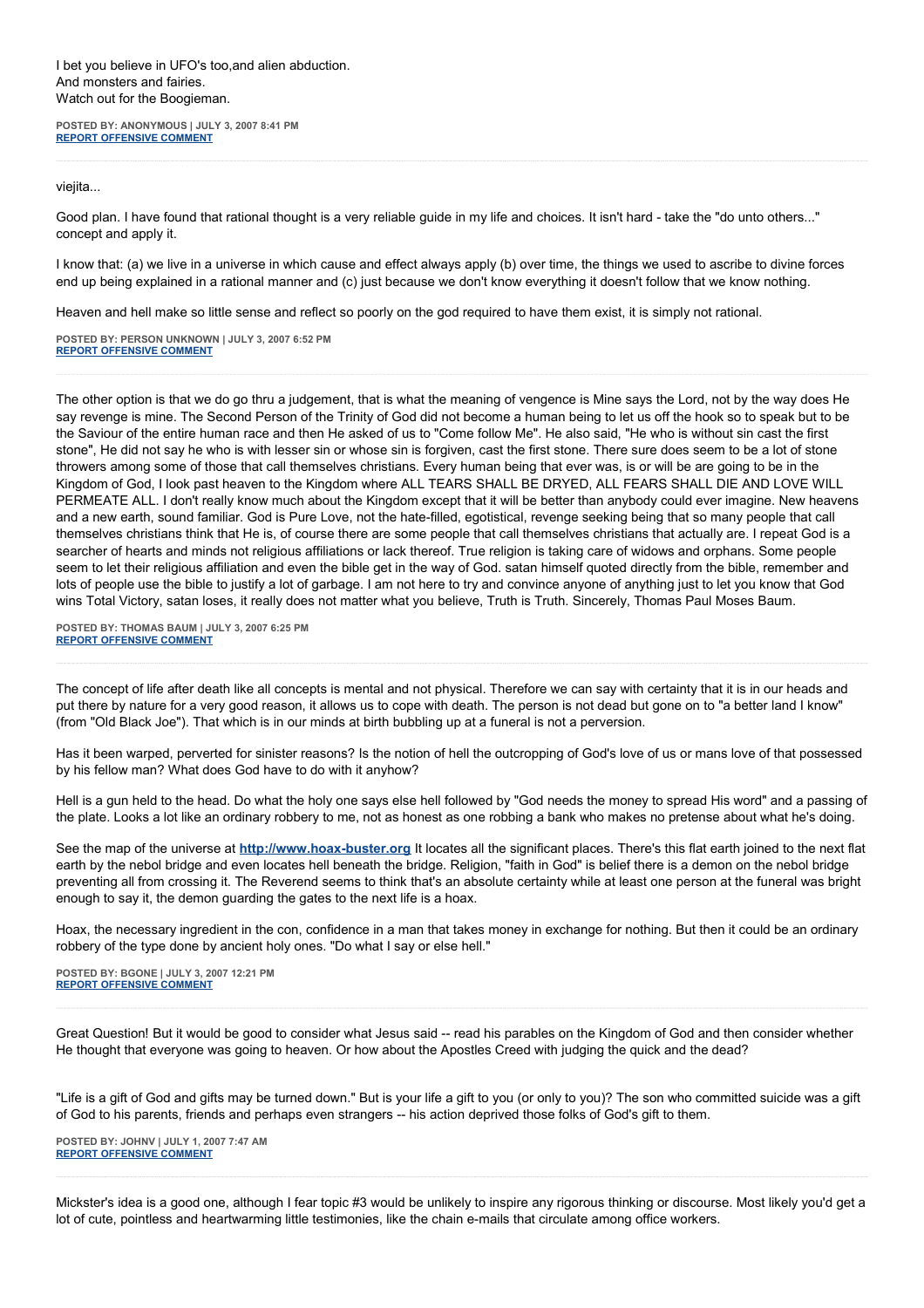I bet you believe in UFO's too,and alien abduction.
And monsters and fairies.
Watch out for the Boogieman.

**POSTED BY: ANONYMOUS | JULY 3, 2007 8:41 PM**
**REPORT OFFENSIVE COMMENT**

---

viejita...

Good plan. I have found that rational thought is a very reliable guide in my life and choices. It isn't hard - take the "do unto others..." concept and apply it.

I know that: (a) we live in a universe in which cause and effect always apply (b) over time, the things we used to ascribe to divine forces end up being explained in a rational manner and (c) just because we don't know everything it doesn't follow that we know nothing.

Heaven and hell make so little sense and reflect so poorly on the god required to have them exist, it is simply not rational.

**POSTED BY: PERSON UNKNOWN | JULY 3, 2007 6:52 PM**
**REPORT OFFENSIVE COMMENT**

---

The other option is that we do go thru a judgement, that is what the meaning of vengence is Mine says the Lord, not by the way does He say revenge is mine. The Second Person of the Trinity of God did not become a human being to let us off the hook so to speak but to be the Saviour of the entire human race and then He asked of us to "Come follow Me". He also said, "He who is without sin cast the first stone", He did not say he who is with lesser sin or whose sin is forgiven, cast the first stone. There sure does seem to be a lot of stone throwers among some of those that call themselves christians. Every human being that ever was, is or will be are going to be in the Kingdom of God, I look past heaven to the Kingdom where ALL TEARS SHALL BE DRYED, ALL FEARS SHALL DIE AND LOVE WILL PERMEATE ALL. I don't really know much about the Kingdom except that it will be better than anybody could ever imagine. New heavens and a new earth, sound familiar. God is Pure Love, not the hate-filled, egotistical, revenge seeking being that so many people that call themselves christians think that He is, of course there are some people that call themselves christians that actually are. I repeat God is a searcher of hearts and minds not religious affiliations or lack thereof. True religion is taking care of widows and orphans. Some people seem to let their religious affiliation and even the bible get in the way of God. satan himself quoted directly from the bible, remember and lots of people use the bible to justify a lot of garbage. I am not here to try and convince anyone of anything just to let you know that God wins Total Victory, satan loses, it really does not matter what you believe, Truth is Truth. Sincerely, Thomas Paul Moses Baum.

**POSTED BY: THOMAS BAUM | JULY 3, 2007 6:25 PM**
**REPORT OFFENSIVE COMMENT**

---

The concept of life after death like all concepts is mental and not physical. Therefore we can say with certainty that it is in our heads and put there by nature for a very good reason, it allows us to cope with death. The person is not dead but gone on to "a better land I know" (from "Old Black Joe"). That which is in our minds at birth bubbling up at a funeral is not a perversion.

Has it been warped, perverted for sinister reasons? Is the notion of hell the outcropping of God's love of us or mans love of that possessed by his fellow man? What does God have to do with it anyhow?

Hell is a gun held to the head. Do what the holy one says else hell followed by "God needs the money to spread His word" and a passing of the plate. Looks a lot like an ordinary robbery to me, not as honest as one robbing a bank who makes no pretense about what he's doing.

See the map of the universe at **http://www.hoax-buster.org** It locates all the significant places. There's this flat earth joined to the next flat earth by the nebol bridge and even locates hell beneath the bridge. Religion, "faith in God" is belief there is a demon on the nebol bridge preventing all from crossing it. The Reverend seems to think that's an absolute certainty while at least one person at the funeral was bright enough to say it, the demon guarding the gates to the next life is a hoax.

Hoax, the necessary ingredient in the con, confidence in a man that takes money in exchange for nothing. But then it could be an ordinary robbery of the type done by ancient holy ones. "Do what I say or else hell."

**POSTED BY: BGONE | JULY 3, 2007 12:21 PM**
**REPORT OFFENSIVE COMMENT**

---

Great Question! But it would be good to consider what Jesus said -- read his parables on the Kingdom of God and then consider whether He thought that everyone was going to heaven. Or how about the Apostles Creed with judging the quick and the dead?

"Life is a gift of God and gifts may be turned down." But is your life a gift to you (or only to you)? The son who committed suicide was a gift of God to his parents, friends and perhaps even strangers -- his action deprived those folks of God's gift to them.

**POSTED BY: JOHNV | JULY 1, 2007 7:47 AM**
**REPORT OFFENSIVE COMMENT**

---

Mickster's idea is a good one, although I fear topic #3 would be unlikely to inspire any rigorous thinking or discourse. Most likely you'd get a lot of cute, pointless and heartwarming little testimonies, like the chain e-mails that circulate among office workers.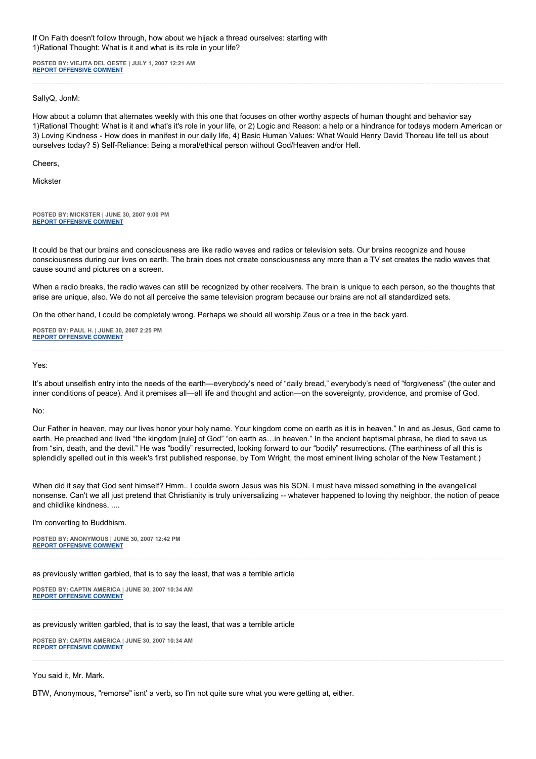If On Faith doesn't follow through, how about we hijack a thread ourselves: starting with
1)Rational Thought: What is it and what is its role in your life?

**POSTED BY: VIEJITA DEL OESTE | JULY 1, 2007 12:21 AM**
**REPORT OFFENSIVE COMMENT**

---

SallyQ, JonM:

How about a column that alternates weekly with this one that focuses on other worthy aspects of human thought and behavior say 1)Rational Thought: What is it and what's it's role in your life, or 2) Logic and Reason: a help or a hindrance for todays modern American or 3) Loving Kindness - How does in manifest in our daily life, 4) Basic Human Values: What Would Henry David Thoreau life tell us about ourselves today? 5) Self-Reliance: Being a moral/ethical person without God/Heaven and/or Hell.

Cheers,

Mickster

**POSTED BY: MICKSTER | JUNE 30, 2007 9:00 PM**
**REPORT OFFENSIVE COMMENT**

---

It could be that our brains and consciousness are like radio waves and radios or television sets. Our brains recognize and house consciousness during our lives on earth. The brain does not create consciousness any more than a TV set creates the radio waves that cause sound and pictures on a screen.

When a radio breaks, the radio waves can still be recognized by other receivers. The brain is unique to each person, so the thoughts that arise are unique, also. We do not all perceive the same television program because our brains are not all standardized sets.

On the other hand, I could be completely wrong. Perhaps we should all worship Zeus or a tree in the back yard.

**POSTED BY: PAUL H. | JUNE 30, 2007 2:25 PM**
**REPORT OFFENSIVE COMMENT**

---

Yes:

It's about unselfish entry into the needs of the earth—everybody's need of "daily bread," everybody's need of "forgiveness" (the outer and inner conditions of peace). And it premises all—all life and thought and action—on the sovereignty, providence, and promise of God.

No:

Our Father in heaven, may our lives honor your holy name. Your kingdom come on earth as it is in heaven." In and as Jesus, God came to earth. He preached and lived "the kingdom [rule] of God" "on earth as…in heaven." In the ancient baptismal phrase, he died to save us from "sin, death, and the devil." He was "bodily" resurrected, looking forward to our "bodily" resurrections. (The earthiness of all this is splendidly spelled out in this week's first published response, by Tom Wright, the most eminent living scholar of the New Testament.)

When did it say that God sent himself? Hmm.. I coulda sworn Jesus was his SON. I must have missed something in the evangelical nonsense. Can't we all just pretend that Christianity is truly universalizing -- whatever happened to loving thy neighbor, the notion of peace and childlike kindness, ....

I'm converting to Buddhism.

**POSTED BY: ANONYMOUS | JUNE 30, 2007 12:42 PM**
**REPORT OFFENSIVE COMMENT**

---

as previously written garbled, that is to say the least, that was a terrible article

**POSTED BY: CAPTIN AMERICA | JUNE 30, 2007 10:34 AM**
**REPORT OFFENSIVE COMMENT**

---

as previously written garbled, that is to say the least, that was a terrible article

**POSTED BY: CAPTIN AMERICA | JUNE 30, 2007 10:34 AM**
**REPORT OFFENSIVE COMMENT**

---

You said it, Mr. Mark.

BTW, Anonymous, "remorse" isnt' a verb, so I'm not quite sure what you were getting at, either.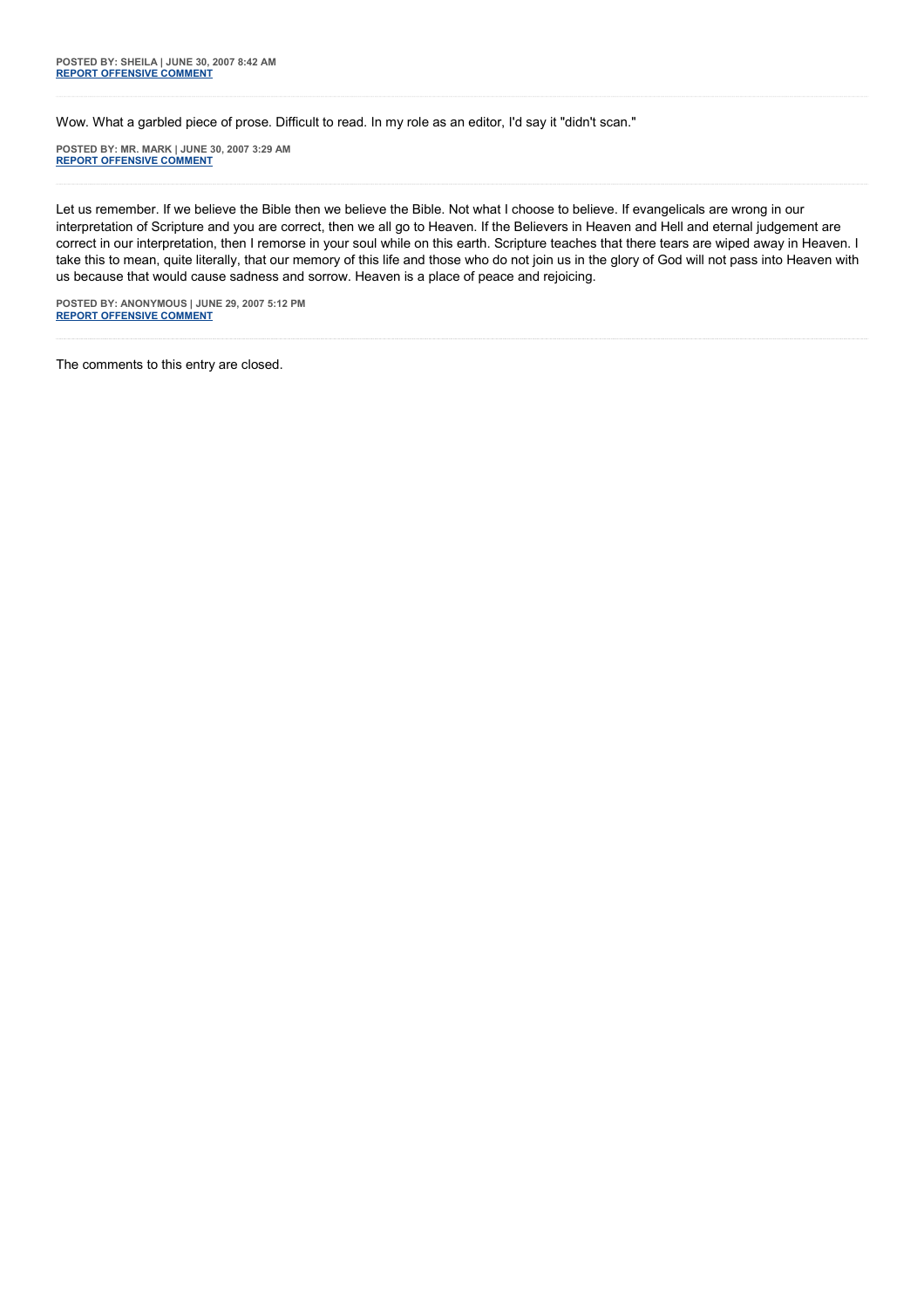**POSTED BY: SHEILA | JUNE 30, 2007 8:42 AM**
**REPORT OFFENSIVE COMMENT**

Wow. What a garbled piece of prose. Difficult to read. In my role as an editor, I'd say it "didn't scan."

**POSTED BY: MR. MARK | JUNE 30, 2007 3:29 AM**
**REPORT OFFENSIVE COMMENT**

Let us remember. If we believe the Bible then we believe the Bible. Not what I choose to believe. If evangelicals are wrong in our interpretation of Scripture and you are correct, then we all go to Heaven. If the Believers in Heaven and Hell and eternal judgement are correct in our interpretation, then I remorse in your soul while on this earth. Scripture teaches that there tears are wiped away in Heaven. I take this to mean, quite literally, that our memory of this life and those who do not join us in the glory of God will not pass into Heaven with us because that would cause sadness and sorrow. Heaven is a place of peace and rejoicing.

**POSTED BY: ANONYMOUS | JUNE 29, 2007 5:12 PM**
**REPORT OFFENSIVE COMMENT**

The comments to this entry are closed.